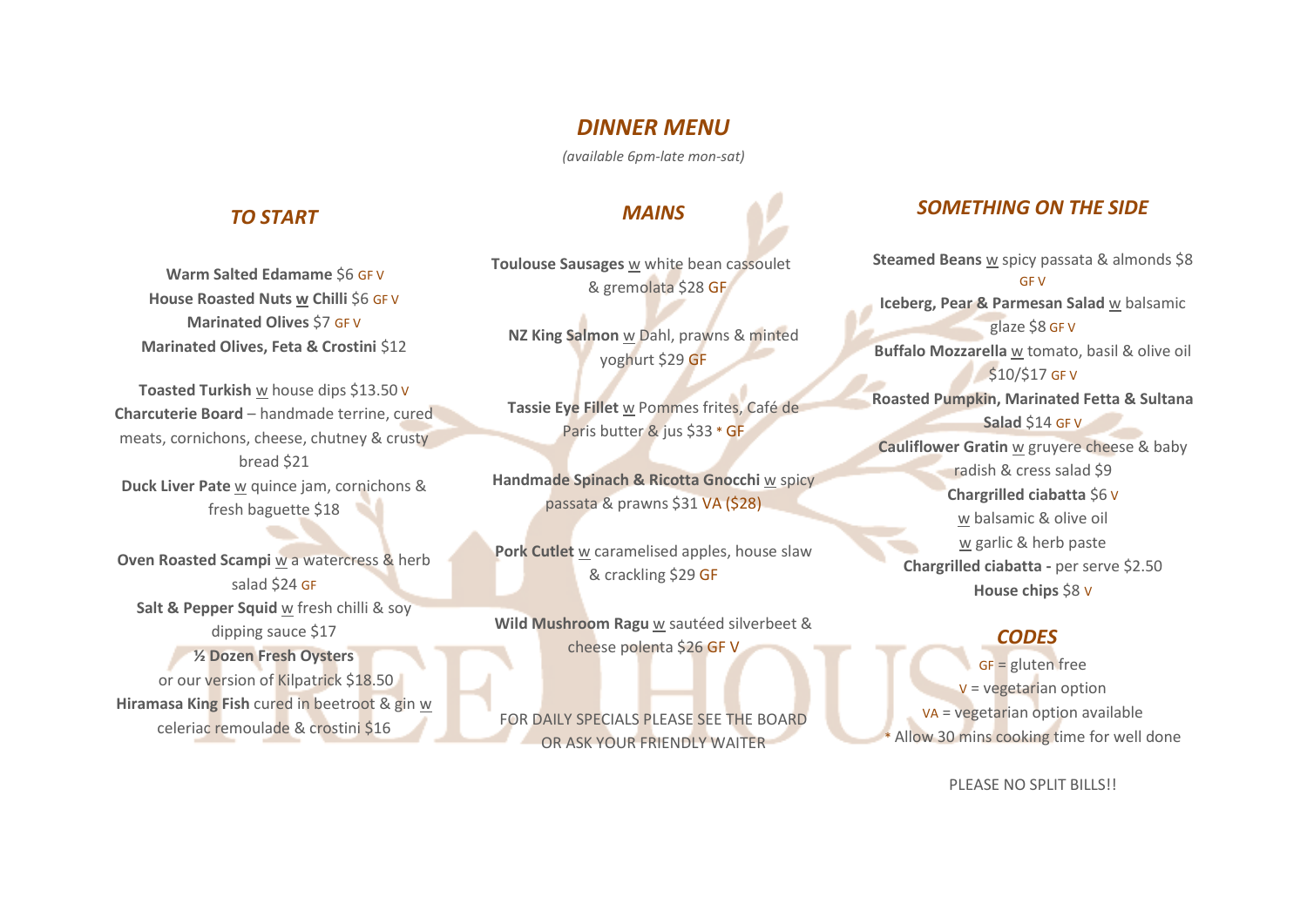# *DINNER MENU*

*(available 6pm-late mon-sat)*

## *TO START*

**Warm Salted Edamame** $6 GF V
**House Roasted Nuts w Chilli** $6 GF V
**Marinated Olives** $7 GF V
**Marinated Olives, Feta & Crostini** $12

**Toasted Turkish** w house dips $13.50 V
**Charcuterie Board** – handmade terrine, cured meats, cornichons, cheese, chutney & crusty bread $21
**Duck Liver Pate** w quince jam, cornichons & fresh baguette $18

**Oven Roasted Scampi** w a watercress & herb salad $24 GF
**Salt & Pepper Squid** w fresh chilli & soy dipping sauce $17
**½ Dozen Fresh Oysters** or our version of Kilpatrick $18.50
**Hiramasa King Fish** cured in beetroot & gin w celeriac remoulade & crostini $16

## *MAINS*

**Toulouse Sausages** w white bean cassoulet & gremolata $28 GF

**NZ King Salmon** w Dahl, prawns & minted yoghurt $29 GF

**Tassie Eye Fillet** w Pommes frites, Café de Paris butter & jus $33 * GF

**Handmade Spinach & Ricotta Gnocchi** w spicy passata & prawns $31 VA ($28)

**Pork Cutlet** w caramelised apples, house slaw & crackling $29 GF

**Wild Mushroom Ragu** w sautéed silverbeet & cheese polenta $26 GF V

FOR DAILY SPECIALS PLEASE SEE THE BOARD OR ASK YOUR FRIENDLY WAITER

## *SOMETHING ON THE SIDE*

**Steamed Beans** w spicy passata & almonds $8 GF V
**Iceberg, Pear & Parmesan Salad** w balsamic glaze $8 GF V
**Buffalo Mozzarella** w tomato, basil & olive oil $10/$17 GF V
**Roasted Pumpkin, Marinated Fetta & Sultana Salad** $14 GF V
**Cauliflower Gratin** w gruyere cheese & baby radish & cress salad $9
**Chargrilled ciabatta** $6 V
w balsamic & olive oil
w garlic & herb paste
**Chargrilled ciabatta -** per serve $2.50
**House chips** $8 V

## *CODES*

GF = gluten free
V = vegetarian option
VA = vegetarian option available
* Allow 30 mins cooking time for well done

PLEASE NO SPLIT BILLS!!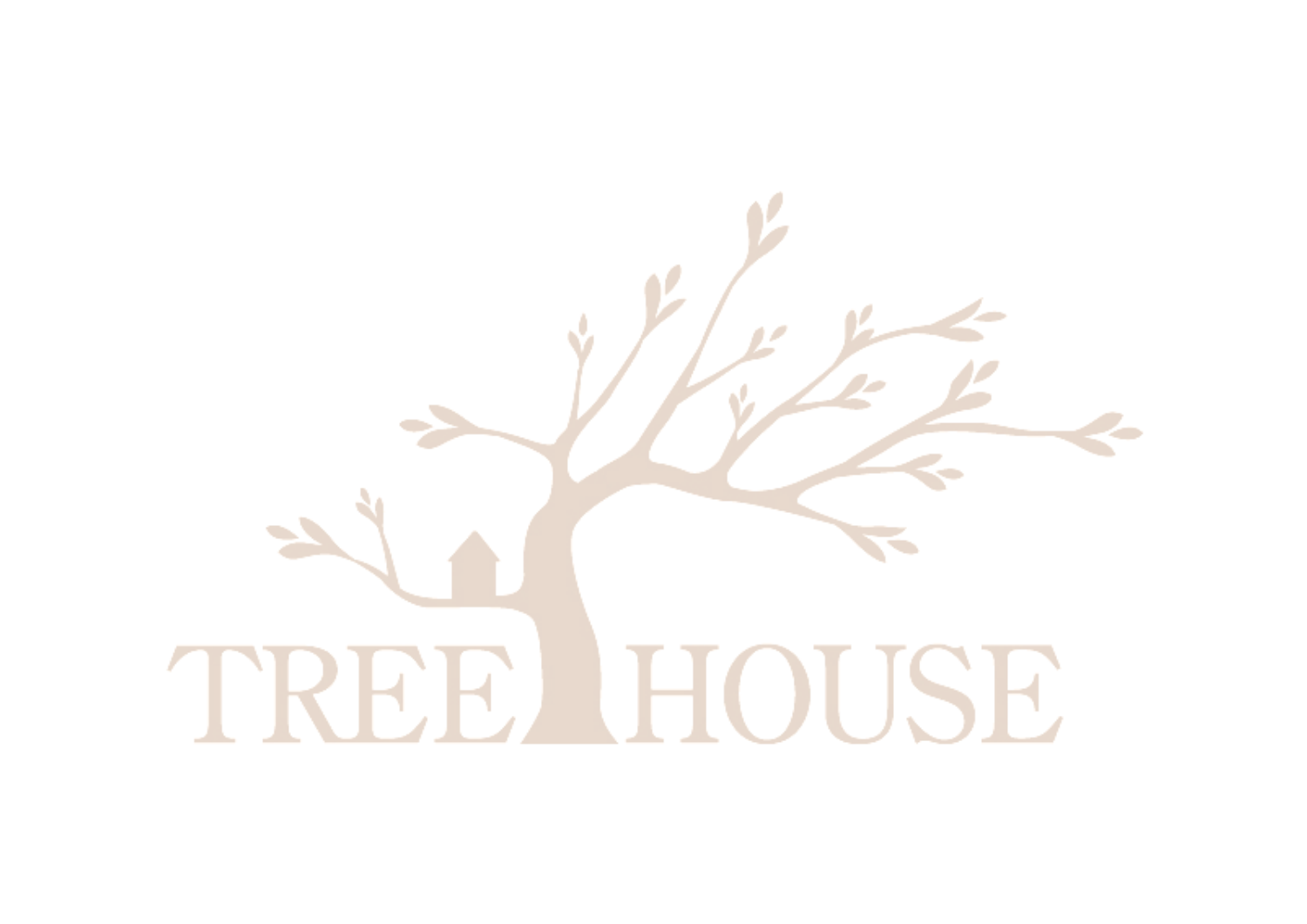TREE HOUSE